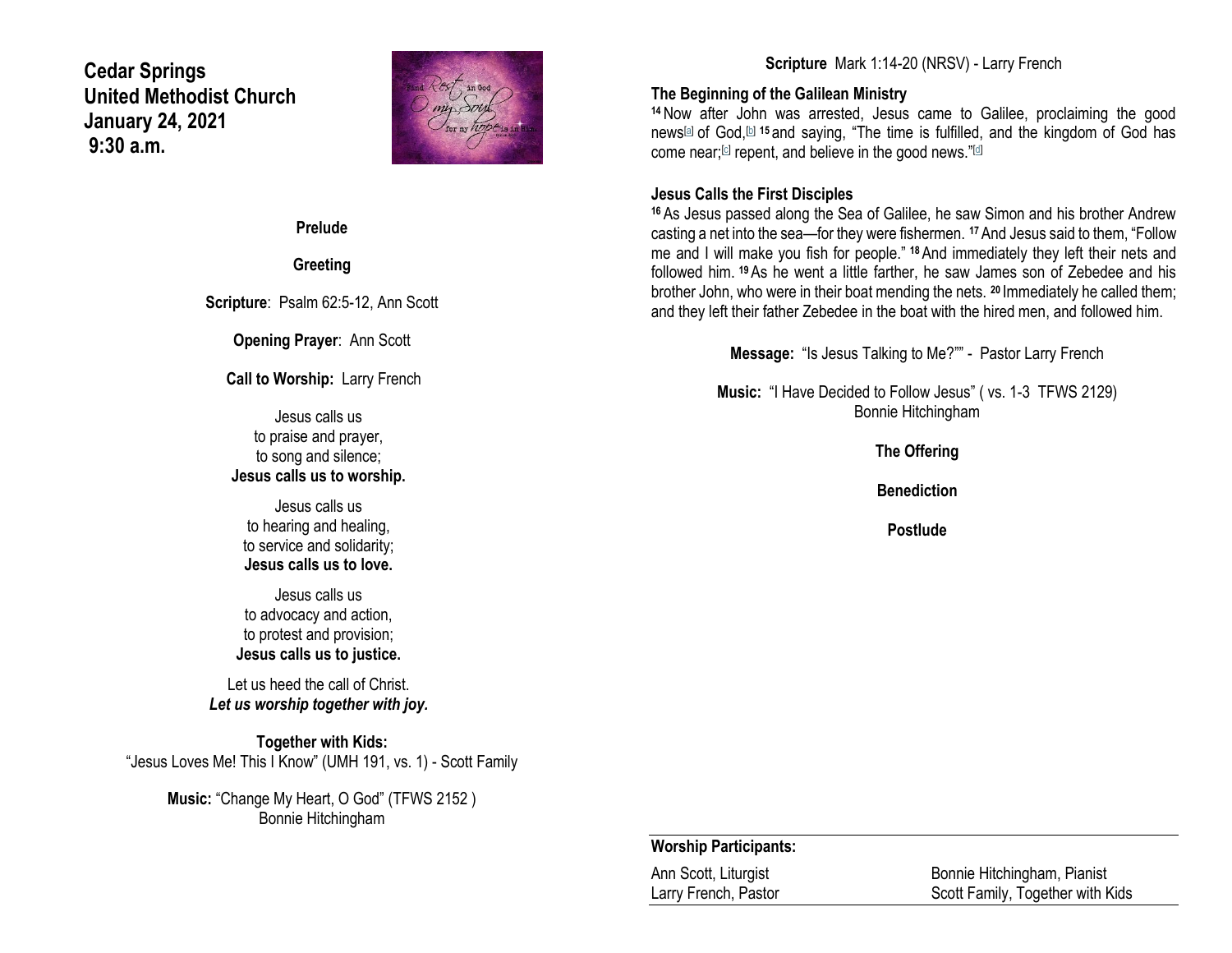# Cedar Springs United Methodist Church
**January 24, 2021**
**9:30 a.m.**

**Prelude**

**Greeting**

**Scripture**: Psalm 62:5-12, Ann Scott

**Opening Prayer**: Ann Scott

**Call to Worship:** Larry French

Jesus calls us
to praise and prayer,
to song and silence;
**Jesus calls us to worship.**

Jesus calls us
to hearing and healing,
to service and solidarity;
**Jesus calls us to love.**

Jesus calls us
to advocacy and action,
to protest and provision;
**Jesus calls us to justice.**

Let us heed the call of Christ.
***Let us worship together with joy.***

**Together with Kids:**
"Jesus Loves Me! This I Know" (UMH 191, vs. 1) - Scott Family

**Music:** "Change My Heart, O God" (TFWS 2152 )
Bonnie Hitchingham

**Scripture** Mark 1:14-20 (NRSV) - Larry French

### The Beginning of the Galilean Ministry

[14] Now after John was arrested, Jesus came to Galilee, proclaiming the good news[a] of God,[b] [15] and saying, "The time is fulfilled, and the kingdom of God has come near;[c] repent, and believe in the good news."[d]

### Jesus Calls the First Disciples

[16] As Jesus passed along the Sea of Galilee, he saw Simon and his brother Andrew casting a net into the sea—for they were fishermen. [17] And Jesus said to them, "Follow me and I will make you fish for people." [18] And immediately they left their nets and followed him. [19] As he went a little farther, he saw James son of Zebedee and his brother John, who were in their boat mending the nets. [20] Immediately he called them; and they left their father Zebedee in the boat with the hired men, and followed him.

**Message:** "Is Jesus Talking to Me?"" - Pastor Larry French

**Music:** "I Have Decided to Follow Jesus" ( vs. 1-3 TFWS 2129)
Bonnie Hitchingham

**The Offering**

**Benediction**

**Postlude**

**Worship Participants:**

| | |
|---|---|
| Ann Scott, Liturgist | Bonnie Hitchingham, Pianist |
| Larry French, Pastor | Scott Family, Together with Kids |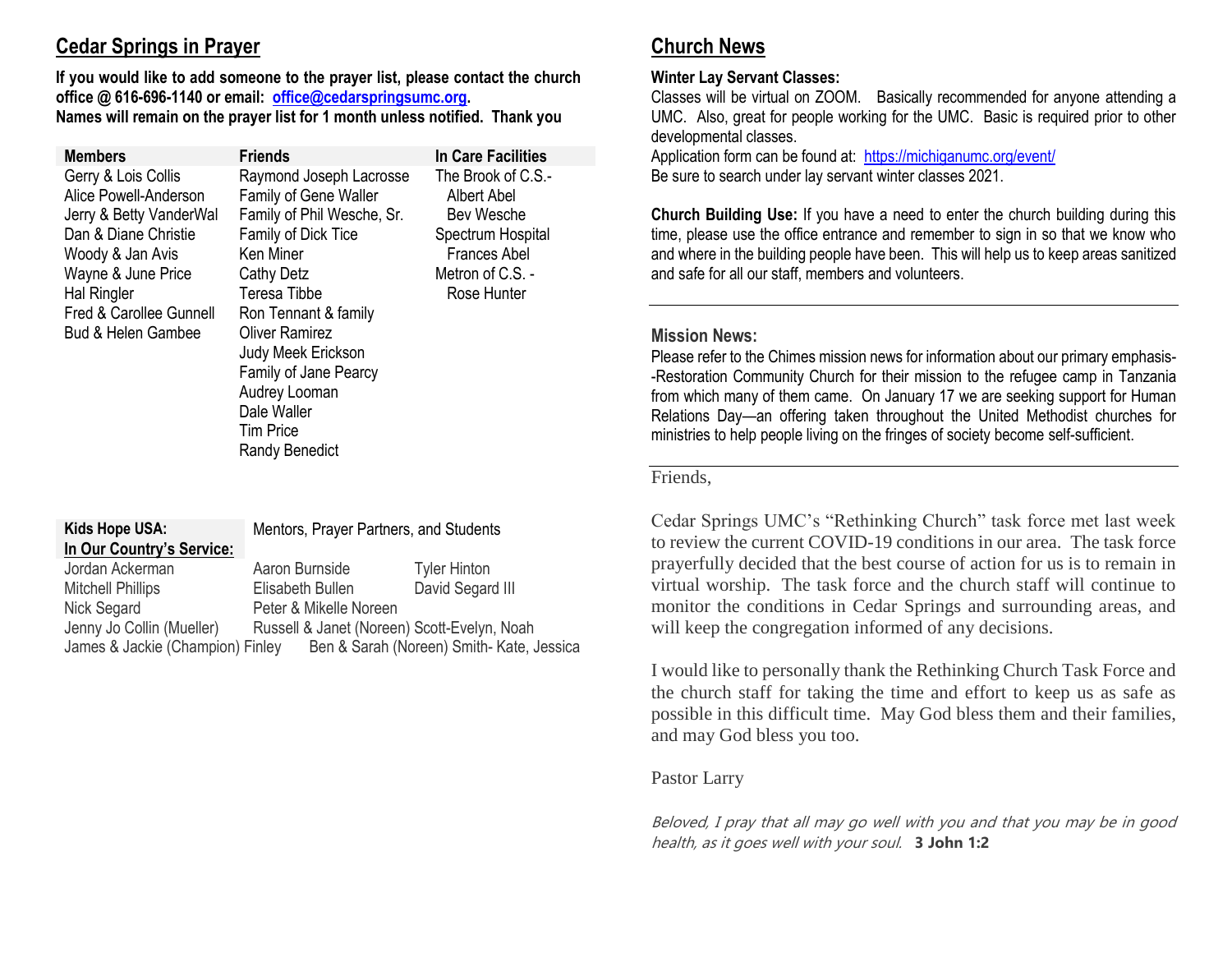## Cedar Springs in Prayer

**If you would like to add someone to the prayer list, please contact the church office @ 616-696-1140 or email: [office@cedarspringsumc.org](mailto:office@cedarspringsumc.org). Names will remain on the prayer list for 1 month unless notified. Thank you**

| Members | Friends | In Care Facilities |
|---|---|---|
| Gerry & Lois Collis | Raymond Joseph Lacrosse | The Brook of C.S.- |
| Alice Powell-Anderson | Family of Gene Waller | Albert Abel |
| Jerry & Betty VanderWal | Family of Phil Wesche, Sr. | Bev Wesche |
| Dan & Diane Christie | Family of Dick Tice | Spectrum Hospital |
| Woody & Jan Avis | Ken Miner | Frances Abel |
| Wayne & June Price | Cathy Detz | Metron of C.S. - |
| Hal Ringler | Teresa Tibbe | Rose Hunter |
| Fred & Carollee Gunnell | Ron Tennant & family | |
| Bud & Helen Gambee | Oliver Ramirez | |
| | Judy Meek Erickson | |
| | Family of Jane Pearcy | |
| | Audrey Looman | |
| | Dale Waller | |
| | Tim Price | |
| | Randy Benedict | |

**Kids Hope USA:** Mentors, Prayer Partners, and Students

**In Our Country's Service:**

Jordan Ackerman
Mitchell Phillips
Nick Segard
Jenny Jo Collin (Mueller)
James & Jackie (Champion) Finley
Aaron Burnside
Elisabeth Bullen
Peter & Mikelle Noreen
Russell & Janet (Noreen) Scott-Evelyn, Noah
Ben & Sarah (Noreen) Smith- Kate, Jessica
Tyler Hinton
David Segard III

## Church News

**Winter Lay Servant Classes:**
Classes will be virtual on ZOOM. Basically recommended for anyone attending a UMC. Also, great for people working for the UMC. Basic is required prior to other developmental classes.
Application form can be found at: [https://michiganumc.org/event/](https://michiganumc.org/event/)
Be sure to search under lay servant winter classes 2021.

**Church Building Use:** If you have a need to enter the church building during this time, please use the office entrance and remember to sign in so that we know who and where in the building people have been. This will help us to keep areas sanitized and safe for all our staff, members and volunteers.

**Mission News:**
Please refer to the Chimes mission news for information about our primary emphasis--Restoration Community Church for their mission to the refugee camp in Tanzania from which many of them came. On January 17 we are seeking support for Human Relations Day—an offering taken throughout the United Methodist churches for ministries to help people living on the fringes of society become self-sufficient.

Friends,

Cedar Springs UMC's "Rethinking Church" task force met last week to review the current COVID-19 conditions in our area. The task force prayerfully decided that the best course of action for us is to remain in virtual worship. The task force and the church staff will continue to monitor the conditions in Cedar Springs and surrounding areas, and will keep the congregation informed of any decisions.

I would like to personally thank the Rethinking Church Task Force and the church staff for taking the time and effort to keep us as safe as possible in this difficult time. May God bless them and their families, and may God bless you too.

Pastor Larry

*Beloved, I pray that all may go well with you and that you may be in good health, as it goes well with your soul.* **3 John 1:2**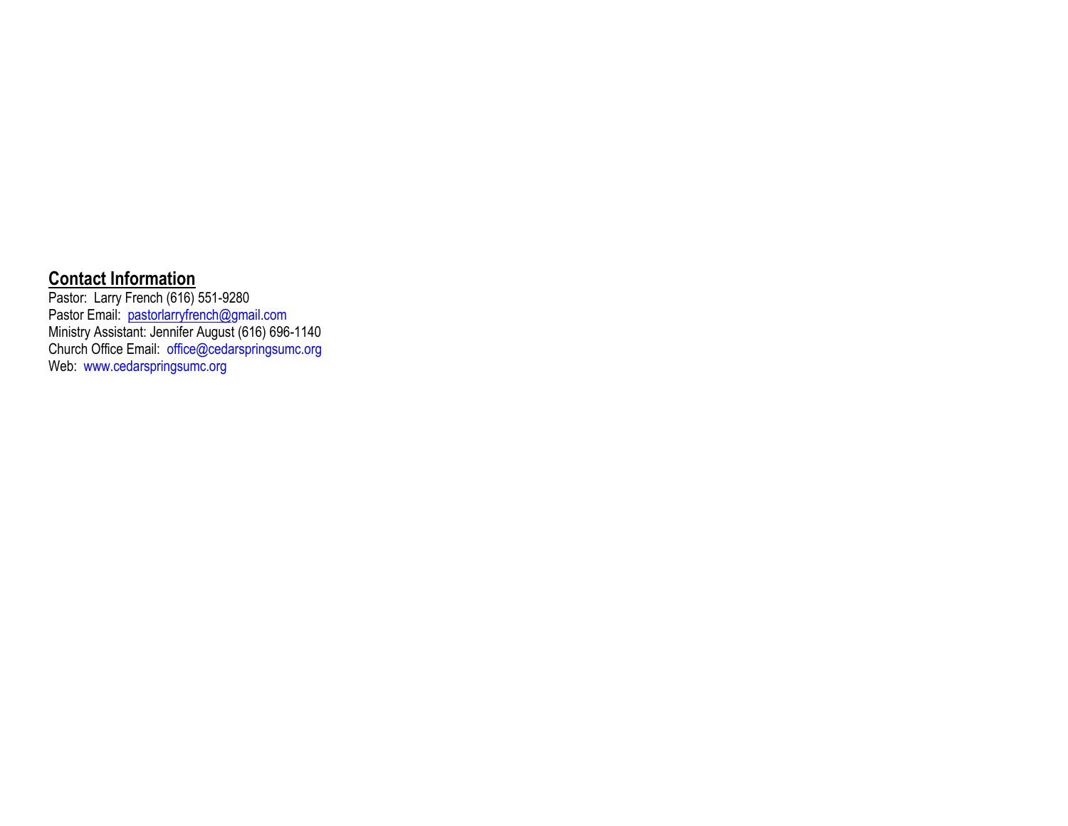## Contact Information

Pastor:  Larry French (616) 551-9280
Pastor Email:  pastorlarryfrench@gmail.com
Ministry Assistant: Jennifer August (616) 696-1140
Church Office Email:  office@cedarspringsumc.org
Web:  www.cedarspringsumc.org